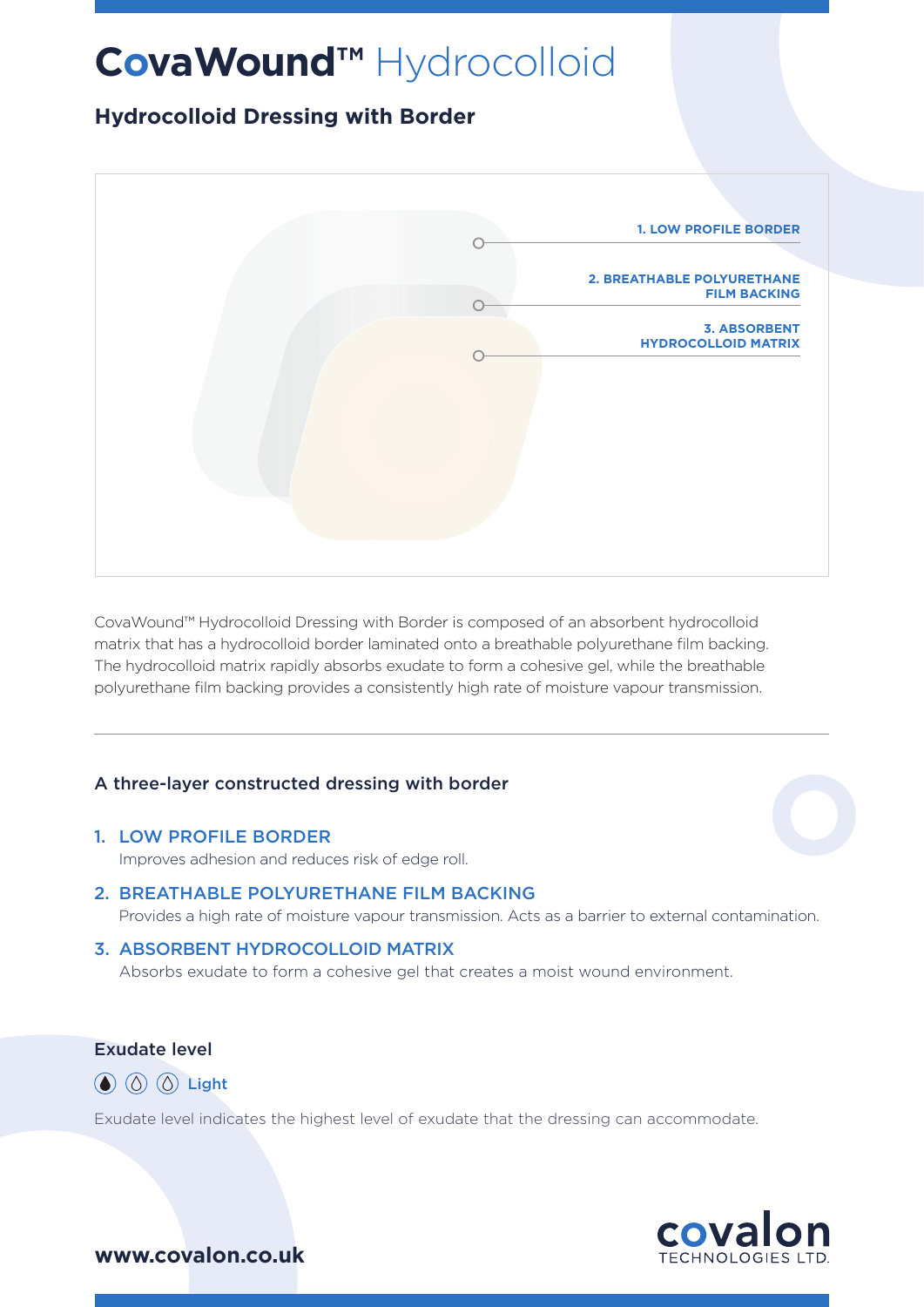# CovaWound™ Hydrocolloid

## Hydrocolloid Dressing with Border

1. LOW PROFILE BORDER
2. BREATHABLE POLYURETHANE FILM BACKING
3. ABSORBENT HYDROCOLLOID MATRIX

CovaWound™ Hydrocolloid Dressing with Border is composed of an absorbent hydrocolloid matrix that has a hydrocolloid border laminated onto a breathable polyurethane film backing. The hydrocolloid matrix rapidly absorbs exudate to form a cohesive gel, while the breathable polyurethane film backing provides a consistently high rate of moisture vapour transmission.

---

### A three-layer constructed dressing with border

1. **LOW PROFILE BORDER**
   Improves adhesion and reduces risk of edge roll.
2. **BREATHABLE POLYURETHANE FILM BACKING**
   Provides a high rate of moisture vapour transmission. Acts as a barrier to external contamination.
3. **ABSORBENT HYDROCOLLOID MATRIX**
   Absorbs exudate to form a cohesive gel that creates a moist wound environment.

### Exudate level

Light

Exudate level indicates the highest level of exudate that the dressing can accommodate.

**www.covalon.co.uk**

covalon TECHNOLOGIES LTD.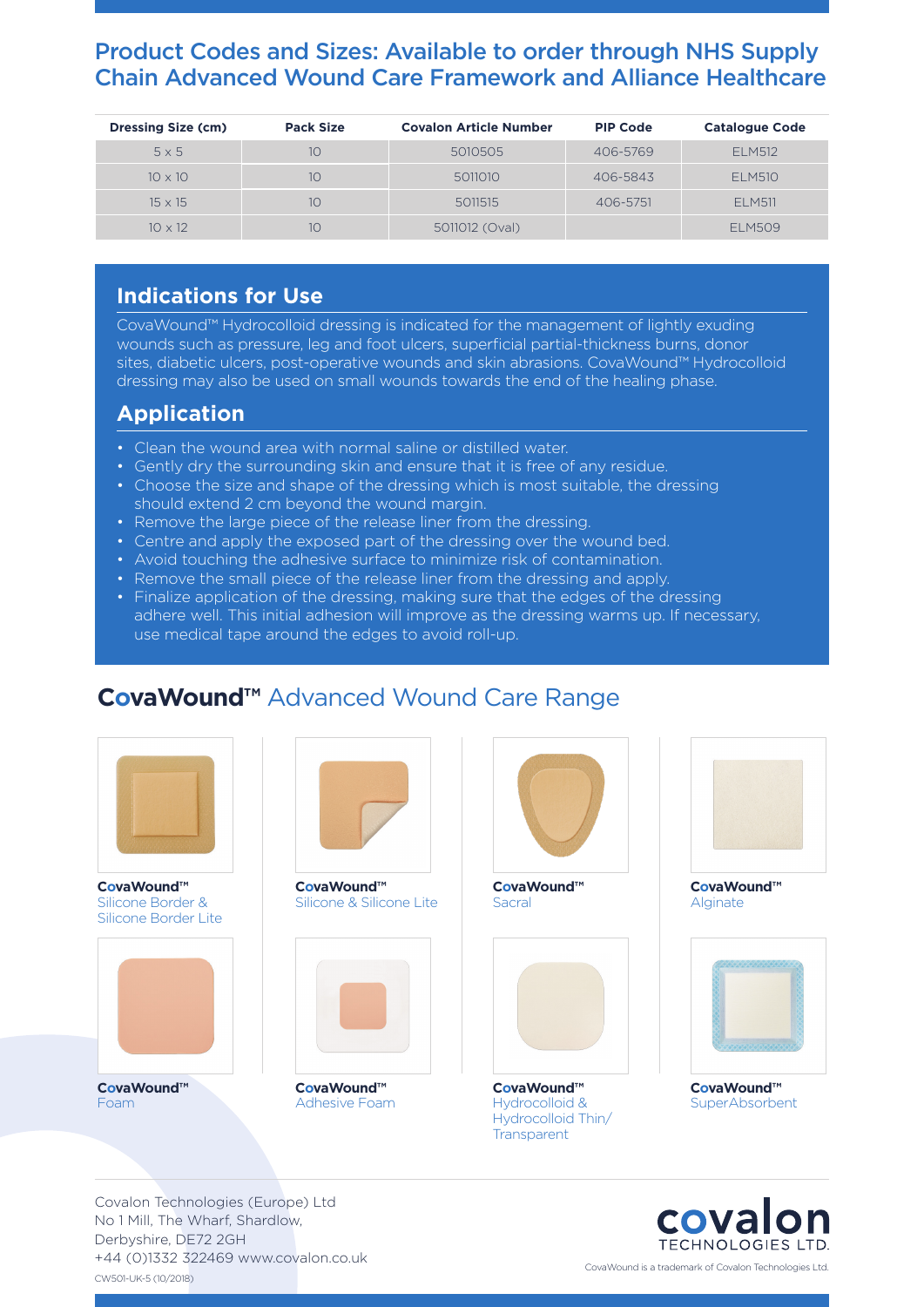## Product Codes and Sizes: Available to order through NHS Supply Chain Advanced Wound Care Framework and Alliance Healthcare

| Dressing Size (cm) | Pack Size | Covalon Article Number | PIP Code | Catalogue Code |
|---|---|---|---|---|
| 5 x 5 | 10 | 5010505 | 406-5769 | ELM512 |
| 10 x 10 | 10 | 5011010 | 406-5843 | ELM510 |
| 15 x 15 | 10 | 5011515 | 406-5751 | ELM511 |
| 10 x 12 | 10 | 5011012 (Oval) | | ELM509 |

## Indications for Use

CovaWound™ Hydrocolloid dressing is indicated for the management of lightly exuding wounds such as pressure, leg and foot ulcers, superficial partial-thickness burns, donor sites, diabetic ulcers, post-operative wounds and skin abrasions. CovaWound™ Hydrocolloid dressing may also be used on small wounds towards the end of the healing phase.

## Application

- Clean the wound area with normal saline or distilled water.
- Gently dry the surrounding skin and ensure that it is free of any residue.
- Choose the size and shape of the dressing which is most suitable, the dressing should extend 2 cm beyond the wound margin.
- Remove the large piece of the release liner from the dressing.
- Centre and apply the exposed part of the dressing over the wound bed.
- Avoid touching the adhesive surface to minimize risk of contamination.
- Remove the small piece of the release liner from the dressing and apply.
- Finalize application of the dressing, making sure that the edges of the dressing adhere well. This initial adhesion will improve as the dressing warms up. If necessary, use medical tape around the edges to avoid roll-up.

## **CovaWound™** Advanced Wound Care Range

**CovaWound™**
Silicone Border & Silicone Border Lite

**CovaWound™**
Silicone & Silicone Lite

**CovaWound™**
Sacral

**CovaWound™**
Alginate

**CovaWound™**
Foam

**CovaWound™**
Adhesive Foam

**CovaWound™**
Hydrocolloid & Hydrocolloid Thin/ Transparent

**CovaWound™**
SuperAbsorbent

Covalon Technologies (Europe) Ltd
No 1 Mill, The Wharf, Shardlow,
Derbyshire, DE72 2GH
+44 (0)1332 322469 www.covalon.co.uk

CW501-UK-5 (10/2018)

covalon TECHNOLOGIES LTD.

CovaWound is a trademark of Covalon Technologies Ltd.